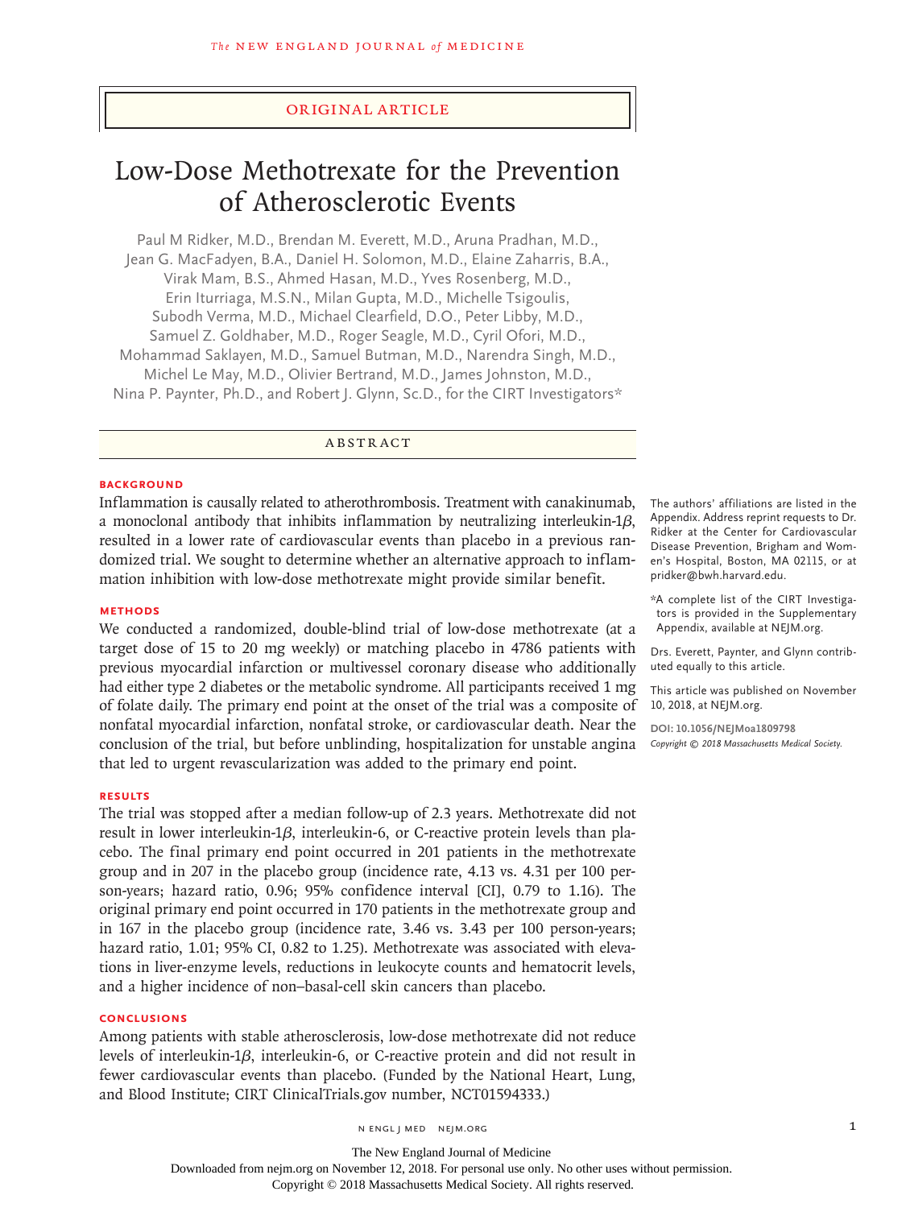ORIGINAL ARTICLE

# Low-Dose Methotrexate for the Prevention of Atherosclerotic Events

Paul M Ridker, M.D., Brendan M. Everett, M.D., Aruna Pradhan, M.D., Jean G. MacFadyen, B.A., Daniel H. Solomon, M.D., Elaine Zaharris, B.A., Virak Mam, B.S., Ahmed Hasan, M.D., Yves Rosenberg, M.D., Erin Iturriaga, M.S.N., Milan Gupta, M.D., Michelle Tsigoulis, Subodh Verma, M.D., Michael Clearfield, D.O., Peter Libby, M.D., Samuel Z. Goldhaber, M.D., Roger Seagle, M.D., Cyril Ofori, M.D., Mohammad Saklayen, M.D., Samuel Butman, M.D., Narendra Singh, M.D., Michel Le May, M.D., Olivier Bertrand, M.D., James Johnston, M.D., Nina P. Paynter, Ph.D., and Robert J. Glynn, Sc.D., for the CIRT Investigators*

## ABSTRACT

### BACKGROUND

Inflammation is causally related to atherothrombosis. Treatment with canakinumab, a monoclonal antibody that inhibits inflammation by neutralizing interleukin-1$\beta$, resulted in a lower rate of cardiovascular events than placebo in a previous randomized trial. We sought to determine whether an alternative approach to inflammation inhibition with low-dose methotrexate might provide similar benefit.

### METHODS

We conducted a randomized, double-blind trial of low-dose methotrexate (at a target dose of 15 to 20 mg weekly) or matching placebo in 4786 patients with previous myocardial infarction or multivessel coronary disease who additionally had either type 2 diabetes or the metabolic syndrome. All participants received 1 mg of folate daily. The primary end point at the onset of the trial was a composite of nonfatal myocardial infarction, nonfatal stroke, or cardiovascular death. Near the conclusion of the trial, but before unblinding, hospitalization for unstable angina that led to urgent revascularization was added to the primary end point.

### RESULTS

The trial was stopped after a median follow-up of 2.3 years. Methotrexate did not result in lower interleukin-1$\beta$, interleukin-6, or C-reactive protein levels than placebo. The final primary end point occurred in 201 patients in the methotrexate group and in 207 in the placebo group (incidence rate, 4.13 vs. 4.31 per 100 person-years; hazard ratio, 0.96; 95% confidence interval [CI], 0.79 to 1.16). The original primary end point occurred in 170 patients in the methotrexate group and in 167 in the placebo group (incidence rate, 3.46 vs. 3.43 per 100 person-years; hazard ratio, 1.01; 95% CI, 0.82 to 1.25). Methotrexate was associated with elevations in liver-enzyme levels, reductions in leukocyte counts and hematocrit levels, and a higher incidence of non–basal-cell skin cancers than placebo.

### CONCLUSIONS

Among patients with stable atherosclerosis, low-dose methotrexate did not reduce levels of interleukin-1$\beta$, interleukin-6, or C-reactive protein and did not result in fewer cardiovascular events than placebo. (Funded by the National Heart, Lung, and Blood Institute; CIRT ClinicalTrials.gov number, NCT01594333.)

The authors' affiliations are listed in the Appendix. Address reprint requests to Dr. Ridker at the Center for Cardiovascular Disease Prevention, Brigham and Women's Hospital, Boston, MA 02115, or at pridker@bwh.harvard.edu.

*A complete list of the CIRT Investigators is provided in the Supplementary Appendix, available at NEJM.org.

Drs. Everett, Paynter, and Glynn contributed equally to this article.

This article was published on November 10, 2018, at NEJM.org.

DOI: 10.1056/NEJMoa1809798

Copyright © 2018 Massachusetts Medical Society.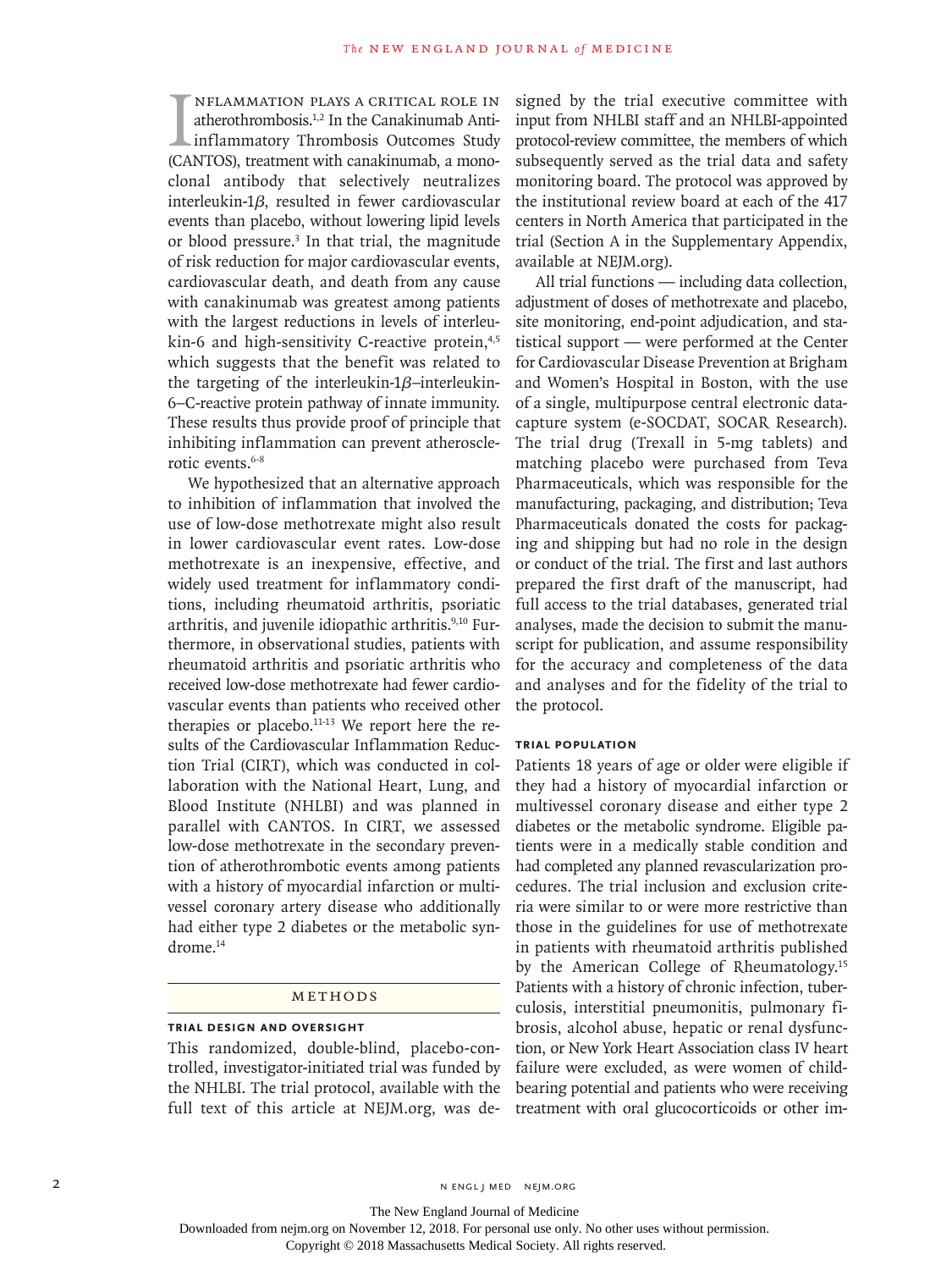Inflammation plays a critical role in atherothrombosis.[1,2] In the Canakinumab Antiinflammatory Thrombosis Outcomes Study (CANTOS), treatment with canakinumab, a monoclonal antibody that selectively neutralizes interleukin-1$\beta$, resulted in fewer cardiovascular events than placebo, without lowering lipid levels or blood pressure.[3] In that trial, the magnitude of risk reduction for major cardiovascular events, cardiovascular death, and death from any cause with canakinumab was greatest among patients with the largest reductions in levels of interleukin-6 and high-sensitivity C-reactive protein,[4,5] which suggests that the benefit was related to the targeting of the interleukin-1$\beta$–interleukin-6–C-reactive protein pathway of innate immunity. These results thus provide proof of principle that inhibiting inflammation can prevent atherosclerotic events.[6-8]

We hypothesized that an alternative approach to inhibition of inflammation that involved the use of low-dose methotrexate might also result in lower cardiovascular event rates. Low-dose methotrexate is an inexpensive, effective, and widely used treatment for inflammatory conditions, including rheumatoid arthritis, psoriatic arthritis, and juvenile idiopathic arthritis.[9,10] Furthermore, in observational studies, patients with rheumatoid arthritis and psoriatic arthritis who received low-dose methotrexate had fewer cardiovascular events than patients who received other therapies or placebo.[11-13] We report here the results of the Cardiovascular Inflammation Reduction Trial (CIRT), which was conducted in collaboration with the National Heart, Lung, and Blood Institute (NHLBI) and was planned in parallel with CANTOS. In CIRT, we assessed low-dose methotrexate in the secondary prevention of atherothrombotic events among patients with a history of myocardial infarction or multivessel coronary artery disease who additionally had either type 2 diabetes or the metabolic syndrome.[14]

## Methods

### Trial Design and Oversight

This randomized, double-blind, placebo-controlled, investigator-initiated trial was funded by the NHLBI. The trial protocol, available with the full text of this article at NEJM.org, was designed by the trial executive committee with input from NHLBI staff and an NHLBI-appointed protocol-review committee, the members of which subsequently served as the trial data and safety monitoring board. The protocol was approved by the institutional review board at each of the 417 centers in North America that participated in the trial (Section A in the Supplementary Appendix, available at NEJM.org).

All trial functions — including data collection, adjustment of doses of methotrexate and placebo, site monitoring, end-point adjudication, and statistical support — were performed at the Center for Cardiovascular Disease Prevention at Brigham and Women's Hospital in Boston, with the use of a single, multipurpose central electronic data-capture system (e-SOCDAT, SOCAR Research). The trial drug (Trexall in 5-mg tablets) and matching placebo were purchased from Teva Pharmaceuticals, which was responsible for the manufacturing, packaging, and distribution; Teva Pharmaceuticals donated the costs for packaging and shipping but had no role in the design or conduct of the trial. The first and last authors prepared the first draft of the manuscript, had full access to the trial databases, generated trial analyses, made the decision to submit the manuscript for publication, and assume responsibility for the accuracy and completeness of the data and analyses and for the fidelity of the trial to the protocol.

### Trial Population

Patients 18 years of age or older were eligible if they had a history of myocardial infarction or multivessel coronary disease and either type 2 diabetes or the metabolic syndrome. Eligible patients were in a medically stable condition and had completed any planned revascularization procedures. The trial inclusion and exclusion criteria were similar to or were more restrictive than those in the guidelines for use of methotrexate in patients with rheumatoid arthritis published by the American College of Rheumatology.[15] Patients with a history of chronic infection, tuberculosis, interstitial pneumonitis, pulmonary fibrosis, alcohol abuse, hepatic or renal dysfunction, or New York Heart Association class IV heart failure were excluded, as were women of childbearing potential and patients who were receiving treatment with oral glucocorticoids or other im-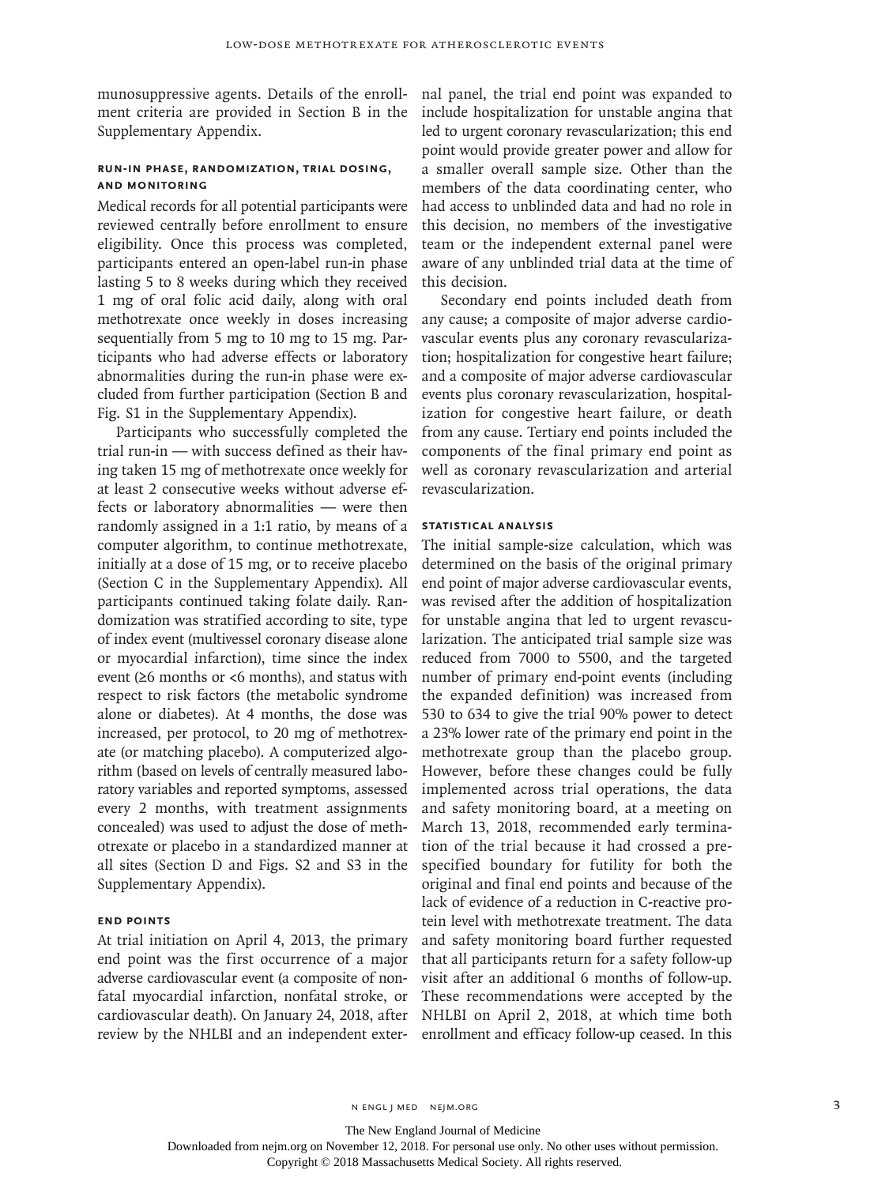munosuppressive agents. Details of the enrollment criteria are provided in Section B in the Supplementary Appendix.

### Run-in Phase, Randomization, Trial Dosing, and Monitoring

Medical records for all potential participants were reviewed centrally before enrollment to ensure eligibility. Once this process was completed, participants entered an open-label run-in phase lasting 5 to 8 weeks during which they received 1 mg of oral folic acid daily, along with oral methotrexate once weekly in doses increasing sequentially from 5 mg to 10 mg to 15 mg. Participants who had adverse effects or laboratory abnormalities during the run-in phase were excluded from further participation (Section B and Fig. S1 in the Supplementary Appendix).

Participants who successfully completed the trial run-in — with success defined as their having taken 15 mg of methotrexate once weekly for at least 2 consecutive weeks without adverse effects or laboratory abnormalities — were then randomly assigned in a 1:1 ratio, by means of a computer algorithm, to continue methotrexate, initially at a dose of 15 mg, or to receive placebo (Section C in the Supplementary Appendix). All participants continued taking folate daily. Randomization was stratified according to site, type of index event (multivessel coronary disease alone or myocardial infarction), time since the index event (≥6 months or <6 months), and status with respect to risk factors (the metabolic syndrome alone or diabetes). At 4 months, the dose was increased, per protocol, to 20 mg of methotrexate (or matching placebo). A computerized algorithm (based on levels of centrally measured laboratory variables and reported symptoms, assessed every 2 months, with treatment assignments concealed) was used to adjust the dose of methotrexate or placebo in a standardized manner at all sites (Section D and Figs. S2 and S3 in the Supplementary Appendix).

### End Points

At trial initiation on April 4, 2013, the primary end point was the first occurrence of a major adverse cardiovascular event (a composite of nonfatal myocardial infarction, nonfatal stroke, or cardiovascular death). On January 24, 2018, after review by the NHLBI and an independent external panel, the trial end point was expanded to include hospitalization for unstable angina that led to urgent coronary revascularization; this end point would provide greater power and allow for a smaller overall sample size. Other than the members of the data coordinating center, who had access to unblinded data and had no role in this decision, no members of the investigative team or the independent external panel were aware of any unblinded trial data at the time of this decision.

Secondary end points included death from any cause; a composite of major adverse cardiovascular events plus any coronary revascularization; hospitalization for congestive heart failure; and a composite of major adverse cardiovascular events plus coronary revascularization, hospitalization for congestive heart failure, or death from any cause. Tertiary end points included the components of the final primary end point as well as coronary revascularization and arterial revascularization.

### Statistical Analysis

The initial sample-size calculation, which was determined on the basis of the original primary end point of major adverse cardiovascular events, was revised after the addition of hospitalization for unstable angina that led to urgent revascularization. The anticipated trial sample size was reduced from 7000 to 5500, and the targeted number of primary end-point events (including the expanded definition) was increased from 530 to 634 to give the trial 90% power to detect a 23% lower rate of the primary end point in the methotrexate group than the placebo group. However, before these changes could be fully implemented across trial operations, the data and safety monitoring board, at a meeting on March 13, 2018, recommended early termination of the trial because it had crossed a prespecified boundary for futility for both the original and final end points and because of the lack of evidence of a reduction in C-reactive protein level with methotrexate treatment. The data and safety monitoring board further requested that all participants return for a safety follow-up visit after an additional 6 months of follow-up. These recommendations were accepted by the NHLBI on April 2, 2018, at which time both enrollment and efficacy follow-up ceased. In this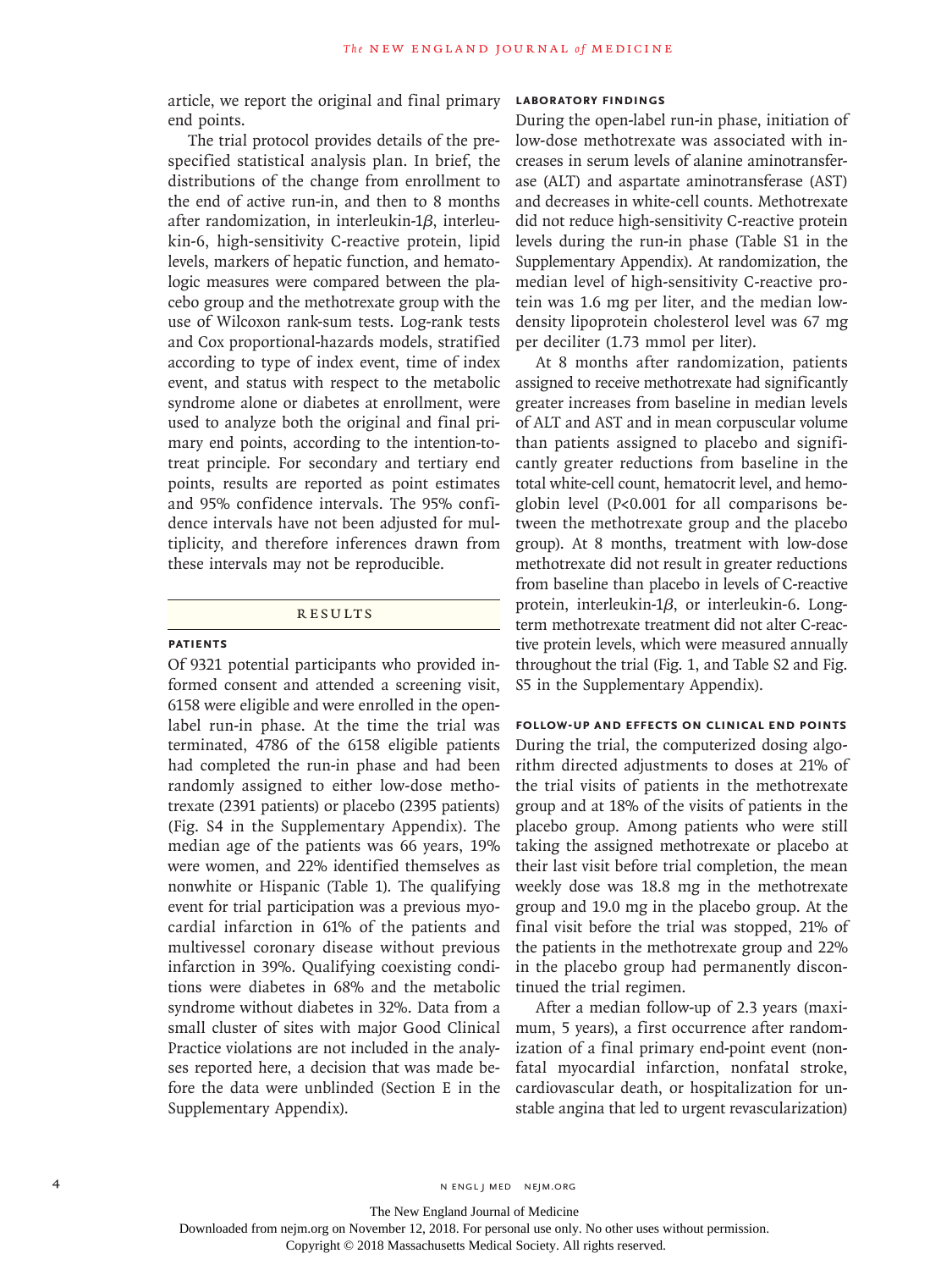article, we report the original and final primary end points.

The trial protocol provides details of the prespecified statistical analysis plan. In brief, the distributions of the change from enrollment to the end of active run-in, and then to 8 months after randomization, in interleukin-1$\beta$, interleukin-6, high-sensitivity C-reactive protein, lipid levels, markers of hepatic function, and hematologic measures were compared between the placebo group and the methotrexate group with the use of Wilcoxon rank-sum tests. Log-rank tests and Cox proportional-hazards models, stratified according to type of index event, time of index event, and status with respect to the metabolic syndrome alone or diabetes at enrollment, were used to analyze both the original and final primary end points, according to the intention-to-treat principle. For secondary and tertiary end points, results are reported as point estimates and 95% confidence intervals. The 95% confidence intervals have not been adjusted for multiplicity, and therefore inferences drawn from these intervals may not be reproducible.

## Results

### Patients

Of 9321 potential participants who provided informed consent and attended a screening visit, 6158 were eligible and were enrolled in the open-label run-in phase. At the time the trial was terminated, 4786 of the 6158 eligible patients had completed the run-in phase and had been randomly assigned to either low-dose methotrexate (2391 patients) or placebo (2395 patients) (Fig. S4 in the Supplementary Appendix). The median age of the patients was 66 years, 19% were women, and 22% identified themselves as nonwhite or Hispanic (Table 1). The qualifying event for trial participation was a previous myocardial infarction in 61% of the patients and multivessel coronary disease without previous infarction in 39%. Qualifying coexisting conditions were diabetes in 68% and the metabolic syndrome without diabetes in 32%. Data from a small cluster of sites with major Good Clinical Practice violations are not included in the analyses reported here, a decision that was made before the data were unblinded (Section E in the Supplementary Appendix).

### Laboratory Findings

During the open-label run-in phase, initiation of low-dose methotrexate was associated with increases in serum levels of alanine aminotransferase (ALT) and aspartate aminotransferase (AST) and decreases in white-cell counts. Methotrexate did not reduce high-sensitivity C-reactive protein levels during the run-in phase (Table S1 in the Supplementary Appendix). At randomization, the median level of high-sensitivity C-reactive protein was 1.6 mg per liter, and the median low-density lipoprotein cholesterol level was 67 mg per deciliter (1.73 mmol per liter).

At 8 months after randomization, patients assigned to receive methotrexate had significantly greater increases from baseline in median levels of ALT and AST and in mean corpuscular volume than patients assigned to placebo and significantly greater reductions from baseline in the total white-cell count, hematocrit level, and hemoglobin level ($P<0.001$ for all comparisons between the methotrexate group and the placebo group). At 8 months, treatment with low-dose methotrexate did not result in greater reductions from baseline than placebo in levels of C-reactive protein, interleukin-1$\beta$, or interleukin-6. Long-term methotrexate treatment did not alter C-reactive protein levels, which were measured annually throughout the trial (Fig. 1, and Table S2 and Fig. S5 in the Supplementary Appendix).

### Follow-up and Effects on Clinical End Points

During the trial, the computerized dosing algorithm directed adjustments to doses at 21% of the trial visits of patients in the methotrexate group and at 18% of the visits of patients in the placebo group. Among patients who were still taking the assigned methotrexate or placebo at their last visit before trial completion, the mean weekly dose was 18.8 mg in the methotrexate group and 19.0 mg in the placebo group. At the final visit before the trial was stopped, 21% of the patients in the methotrexate group and 22% in the placebo group had permanently discontinued the trial regimen.

After a median follow-up of 2.3 years (maximum, 5 years), a first occurrence after randomization of a final primary end-point event (nonfatal myocardial infarction, nonfatal stroke, cardiovascular death, or hospitalization for unstable angina that led to urgent revascularization)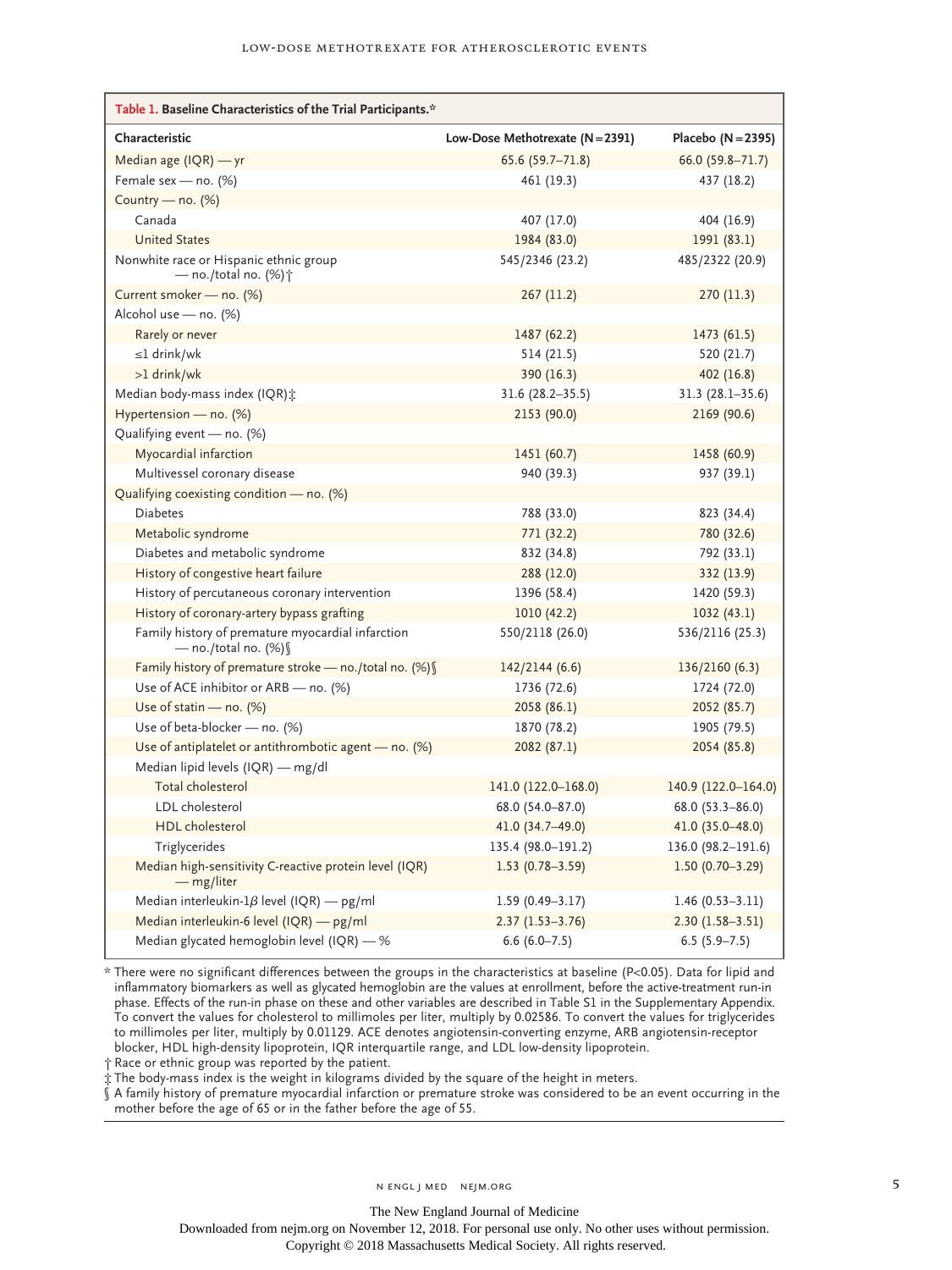**Table 1. Baseline Characteristics of the Trial Participants.***

| Characteristic | Low-Dose Methotrexate (N=2391) | Placebo (N=2395) |
|---|---|---|
| Median age (IQR) — yr | 65.6 (59.7–71.8) | 66.0 (59.8–71.7) |
| Female sex — no. (%) | 461 (19.3) | 437 (18.2) |
| Country — no. (%) | | |
| Canada | 407 (17.0) | 404 (16.9) |
| United States | 1984 (83.0) | 1991 (83.1) |
| Nonwhite race or Hispanic ethnic group — no./total no. (%)† | 545/2346 (23.2) | 485/2322 (20.9) |
| Current smoker — no. (%) | 267 (11.2) | 270 (11.3) |
| Alcohol use — no. (%) | | |
| Rarely or never | 1487 (62.2) | 1473 (61.5) |
| ≤1 drink/wk | 514 (21.5) | 520 (21.7) |
| >1 drink/wk | 390 (16.3) | 402 (16.8) |
| Median body-mass index (IQR)‡ | 31.6 (28.2–35.5) | 31.3 (28.1–35.6) |
| Hypertension — no. (%) | 2153 (90.0) | 2169 (90.6) |
| Qualifying event — no. (%) | | |
| Myocardial infarction | 1451 (60.7) | 1458 (60.9) |
| Multivessel coronary disease | 940 (39.3) | 937 (39.1) |
| Qualifying coexisting condition — no. (%) | | |
| Diabetes | 788 (33.0) | 823 (34.4) |
| Metabolic syndrome | 771 (32.2) | 780 (32.6) |
| Diabetes and metabolic syndrome | 832 (34.8) | 792 (33.1) |
| History of congestive heart failure | 288 (12.0) | 332 (13.9) |
| History of percutaneous coronary intervention | 1396 (58.4) | 1420 (59.3) |
| History of coronary-artery bypass grafting | 1010 (42.2) | 1032 (43.1) |
| Family history of premature myocardial infarction — no./total no. (%)§ | 550/2118 (26.0) | 536/2116 (25.3) |
| Family history of premature stroke — no./total no. (%)§ | 142/2144 (6.6) | 136/2160 (6.3) |
| Use of ACE inhibitor or ARB — no. (%) | 1736 (72.6) | 1724 (72.0) |
| Use of statin — no. (%) | 2058 (86.1) | 2052 (85.7) |
| Use of beta-blocker — no. (%) | 1870 (78.2) | 1905 (79.5) |
| Use of antiplatelet or antithrombotic agent — no. (%) | 2082 (87.1) | 2054 (85.8) |
| Median lipid levels (IQR) — mg/dl | | |
| Total cholesterol | 141.0 (122.0–168.0) | 140.9 (122.0–164.0) |
| LDL cholesterol | 68.0 (54.0–87.0) | 68.0 (53.3–86.0) |
| HDL cholesterol | 41.0 (34.7–49.0) | 41.0 (35.0–48.0) |
| Triglycerides | 135.4 (98.0–191.2) | 136.0 (98.2–191.6) |
| Median high-sensitivity C-reactive protein level (IQR) — mg/liter | 1.53 (0.78–3.59) | 1.50 (0.70–3.29) |
| Median interleukin-1β level (IQR) — pg/ml | 1.59 (0.49–3.17) | 1.46 (0.53–3.11) |
| Median interleukin-6 level (IQR) — pg/ml | 2.37 (1.53–3.76) | 2.30 (1.58–3.51) |
| Median glycated hemoglobin level (IQR) — % | 6.6 (6.0–7.5) | 6.5 (5.9–7.5) |

\* There were no significant differences between the groups in the characteristics at baseline ($P<0.05$). Data for lipid and inflammatory biomarkers as well as glycated hemoglobin are the values at enrollment, before the active-treatment run-in phase. Effects of the run-in phase on these and other variables are described in Table S1 in the Supplementary Appendix. To convert the values for cholesterol to millimoles per liter, multiply by 0.02586. To convert the values for triglycerides to millimoles per liter, multiply by 0.01129. ACE denotes angiotensin-converting enzyme, ARB angiotensin-receptor blocker, HDL high-density lipoprotein, IQR interquartile range, and LDL low-density lipoprotein.

† Race or ethnic group was reported by the patient.

‡ The body-mass index is the weight in kilograms divided by the square of the height in meters.

§ A family history of premature myocardial infarction or premature stroke was considered to be an event occurring in the mother before the age of 65 or in the father before the age of 55.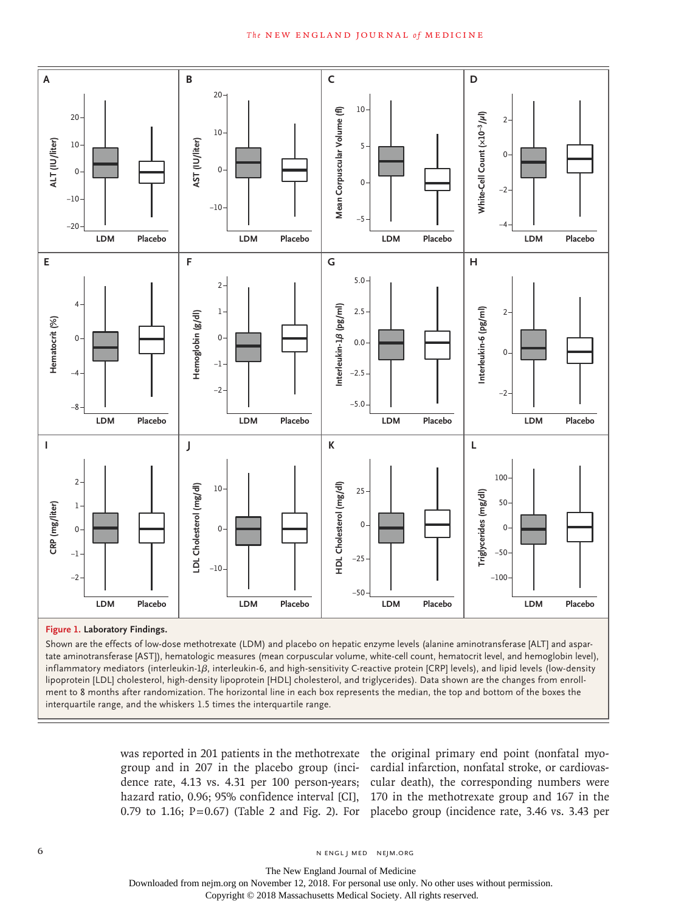**Figure 1. Laboratory Findings.**

Shown are the effects of low-dose methotrexate (LDM) and placebo on hepatic enzyme levels (alanine aminotransferase [ALT] and aspartate aminotransferase [AST]), hematologic measures (mean corpuscular volume, white-cell count, hematocrit level, and hemoglobin level), inflammatory mediators (interleukin-1β, interleukin-6, and high-sensitivity C-reactive protein [CRP] levels), and lipid levels (low-density lipoprotein [LDL] cholesterol, high-density lipoprotein [HDL] cholesterol, and triglycerides). Data shown are the changes from enrollment to 8 months after randomization. The horizontal line in each box represents the median, the top and bottom of the boxes the interquartile range, and the whiskers 1.5 times the interquartile range.

was reported in 201 patients in the methotrexate group and in 207 in the placebo group (incidence rate, 4.13 vs. 4.31 per 100 person-years; hazard ratio, 0.96; 95% confidence interval [CI], 0.79 to 1.16; P=0.67) (Table 2 and Fig. 2). For the original primary end point (nonfatal myocardial infarction, nonfatal stroke, or cardiovascular death), the corresponding numbers were 170 in the methotrexate group and 167 in the placebo group (incidence rate, 3.46 vs. 3.43 per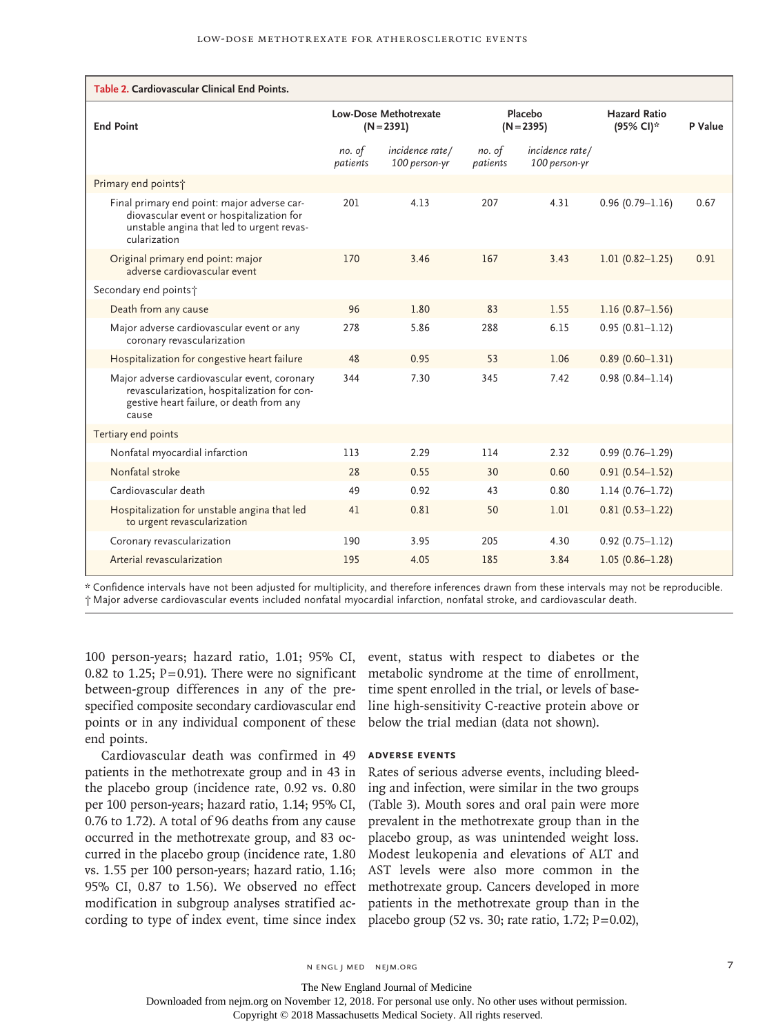**Table 2. Cardiovascular Clinical End Points.**

| End Point | Low-Dose Methotrexate (N=2391) | | Placebo (N=2395) | | Hazard Ratio (95% CI)* | P Value |
|---|---|---|---|---|---|---|
| | *no. of patients* | *incidence rate/ 100 person-yr* | *no. of patients* | *incidence rate/ 100 person-yr* | | |
| Primary end points† | | | | | | |
| Final primary end point: major adverse cardiovascular event or hospitalization for unstable angina that led to urgent revascularization | 201 | 4.13 | 207 | 4.31 | 0.96 (0.79–1.16) | 0.67 |
| Original primary end point: major adverse cardiovascular event | 170 | 3.46 | 167 | 3.43 | 1.01 (0.82–1.25) | 0.91 |
| Secondary end points† | | | | | | |
| Death from any cause | 96 | 1.80 | 83 | 1.55 | 1.16 (0.87–1.56) | |
| Major adverse cardiovascular event or any coronary revascularization | 278 | 5.86 | 288 | 6.15 | 0.95 (0.81–1.12) | |
| Hospitalization for congestive heart failure | 48 | 0.95 | 53 | 1.06 | 0.89 (0.60–1.31) | |
| Major adverse cardiovascular event, coronary revascularization, hospitalization for congestive heart failure, or death from any cause | 344 | 7.30 | 345 | 7.42 | 0.98 (0.84–1.14) | |
| Tertiary end points | | | | | | |
| Nonfatal myocardial infarction | 113 | 2.29 | 114 | 2.32 | 0.99 (0.76–1.29) | |
| Nonfatal stroke | 28 | 0.55 | 30 | 0.60 | 0.91 (0.54–1.52) | |
| Cardiovascular death | 49 | 0.92 | 43 | 0.80 | 1.14 (0.76–1.72) | |
| Hospitalization for unstable angina that led to urgent revascularization | 41 | 0.81 | 50 | 1.01 | 0.81 (0.53–1.22) | |
| Coronary revascularization | 190 | 3.95 | 205 | 4.30 | 0.92 (0.75–1.12) | |
| Arterial revascularization | 195 | 4.05 | 185 | 3.84 | 1.05 (0.86–1.28) | |

\* Confidence intervals have not been adjusted for multiplicity, and therefore inferences drawn from these intervals may not be reproducible.
† Major adverse cardiovascular events included nonfatal myocardial infarction, nonfatal stroke, and cardiovascular death.

100 person-years; hazard ratio, 1.01; 95% CI, 0.82 to 1.25; P=0.91). There were no significant between-group differences in any of the prespecified composite secondary cardiovascular end points or in any individual component of these end points.

Cardiovascular death was confirmed in 49 patients in the methotrexate group and in 43 in the placebo group (incidence rate, 0.92 vs. 0.80 per 100 person-years; hazard ratio, 1.14; 95% CI, 0.76 to 1.72). A total of 96 deaths from any cause occurred in the methotrexate group, and 83 occurred in the placebo group (incidence rate, 1.80 vs. 1.55 per 100 person-years; hazard ratio, 1.16; 95% CI, 0.87 to 1.56). We observed no effect modification in subgroup analyses stratified according to type of index event, time since index event, status with respect to diabetes or the metabolic syndrome at the time of enrollment, time spent enrolled in the trial, or levels of baseline high-sensitivity C-reactive protein above or below the trial median (data not shown).

### ADVERSE EVENTS

Rates of serious adverse events, including bleeding and infection, were similar in the two groups (Table 3). Mouth sores and oral pain were more prevalent in the methotrexate group than in the placebo group, as was unintended weight loss. Modest leukopenia and elevations of ALT and AST levels were also more common in the methotrexate group. Cancers developed in more patients in the methotrexate group than in the placebo group (52 vs. 30; rate ratio, 1.72; P=0.02),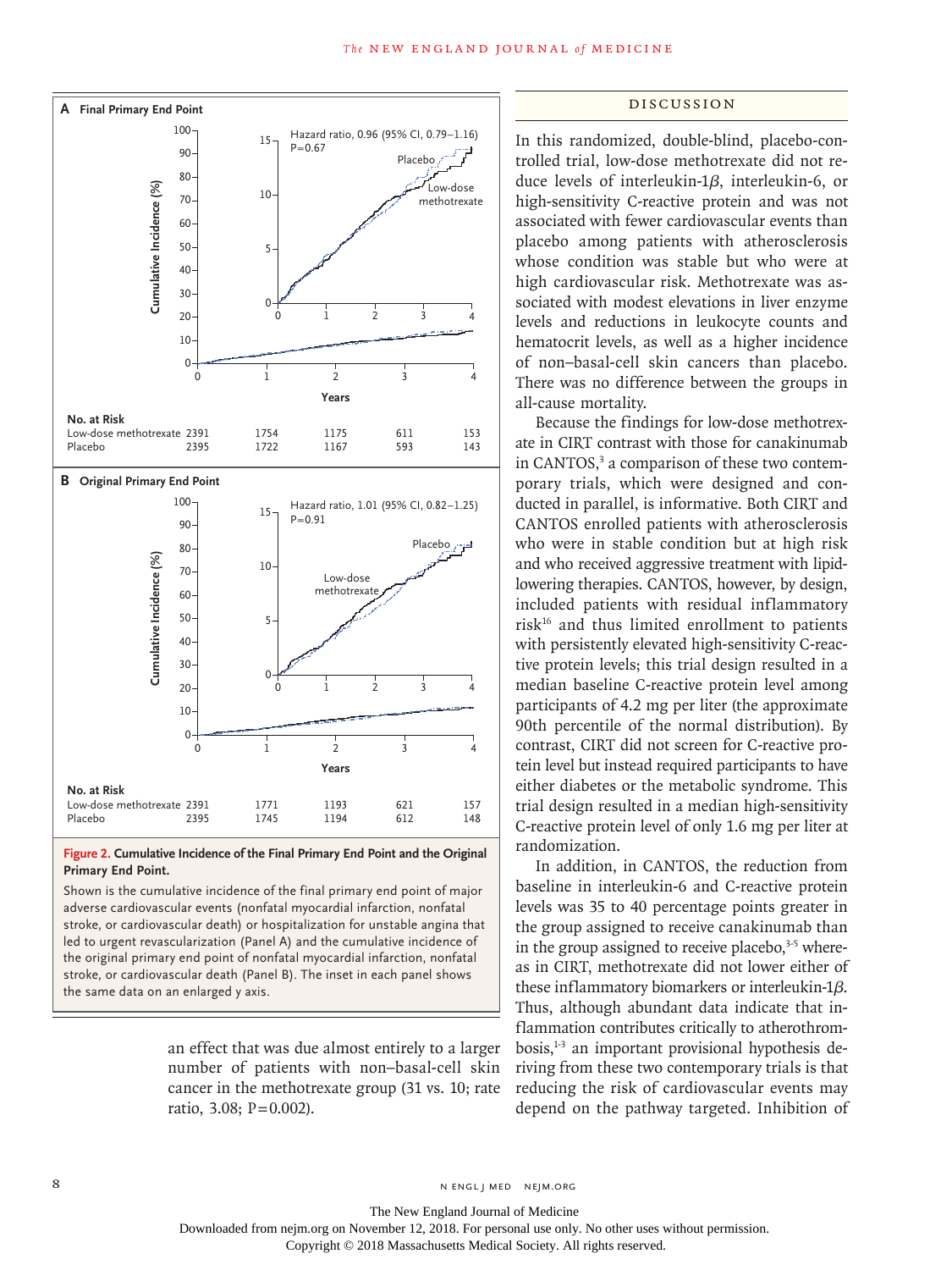**A Final Primary End Point**

Hazard ratio, 0.96 (95% CI, 0.79–1.16)
P=0.67

| No. at Risk | 0 | 1 | 2 | 3 | 4 |
|---|---|---|---|---|---|
| Low-dose methotrexate | 2391 | 1754 | 1175 | 611 | 153 |
| Placebo | 2395 | 1722 | 1167 | 593 | 143 |

**B Original Primary End Point**

Hazard ratio, 1.01 (95% CI, 0.82–1.25)
P=0.91

| No. at Risk | 0 | 1 | 2 | 3 | 4 |
|---|---|---|---|---|---|
| Low-dose methotrexate | 2391 | 1771 | 1193 | 621 | 157 |
| Placebo | 2395 | 1745 | 1194 | 612 | 148 |

**Figure 2. Cumulative Incidence of the Final Primary End Point and the Original Primary End Point.**

Shown is the cumulative incidence of the final primary end point of major adverse cardiovascular events (nonfatal myocardial infarction, nonfatal stroke, or cardiovascular death) or hospitalization for unstable angina that led to urgent revascularization (Panel A) and the cumulative incidence of the original primary end point of nonfatal myocardial infarction, nonfatal stroke, or cardiovascular death (Panel B). The inset in each panel shows the same data on an enlarged y axis.

an effect that was due almost entirely to a larger number of patients with non–basal-cell skin cancer in the methotrexate group (31 vs. 10; rate ratio, 3.08; P=0.002).

## DISCUSSION

In this randomized, double-blind, placebo-controlled trial, low-dose methotrexate did not reduce levels of interleukin-1$\beta$, interleukin-6, or high-sensitivity C-reactive protein and was not associated with fewer cardiovascular events than placebo among patients with atherosclerosis whose condition was stable but who were at high cardiovascular risk. Methotrexate was associated with modest elevations in liver enzyme levels and reductions in leukocyte counts and hematocrit levels, as well as a higher incidence of non–basal-cell skin cancers than placebo. There was no difference between the groups in all-cause mortality.

Because the findings for low-dose methotrexate in CIRT contrast with those for canakinumab in CANTOS,[3] a comparison of these two contemporary trials, which were designed and conducted in parallel, is informative. Both CIRT and CANTOS enrolled patients with atherosclerosis who were in stable condition but at high risk and who received aggressive treatment with lipid-lowering therapies. CANTOS, however, by design, included patients with residual inflammatory risk[16] and thus limited enrollment to patients with persistently elevated high-sensitivity C-reactive protein levels; this trial design resulted in a median baseline C-reactive protein level among participants of 4.2 mg per liter (the approximate 90th percentile of the normal distribution). By contrast, CIRT did not screen for C-reactive protein level but instead required participants to have either diabetes or the metabolic syndrome. This trial design resulted in a median high-sensitivity C-reactive protein level of only 1.6 mg per liter at randomization.

In addition, in CANTOS, the reduction from baseline in interleukin-6 and C-reactive protein levels was 35 to 40 percentage points greater in the group assigned to receive canakinumab than in the group assigned to receive placebo,[3-5] whereas in CIRT, methotrexate did not lower either of these inflammatory biomarkers or interleukin-1$\beta$. Thus, although abundant data indicate that inflammation contributes critically to atherothrombosis,[1-3] an important provisional hypothesis deriving from these two contemporary trials is that reducing the risk of cardiovascular events may depend on the pathway targeted. Inhibition of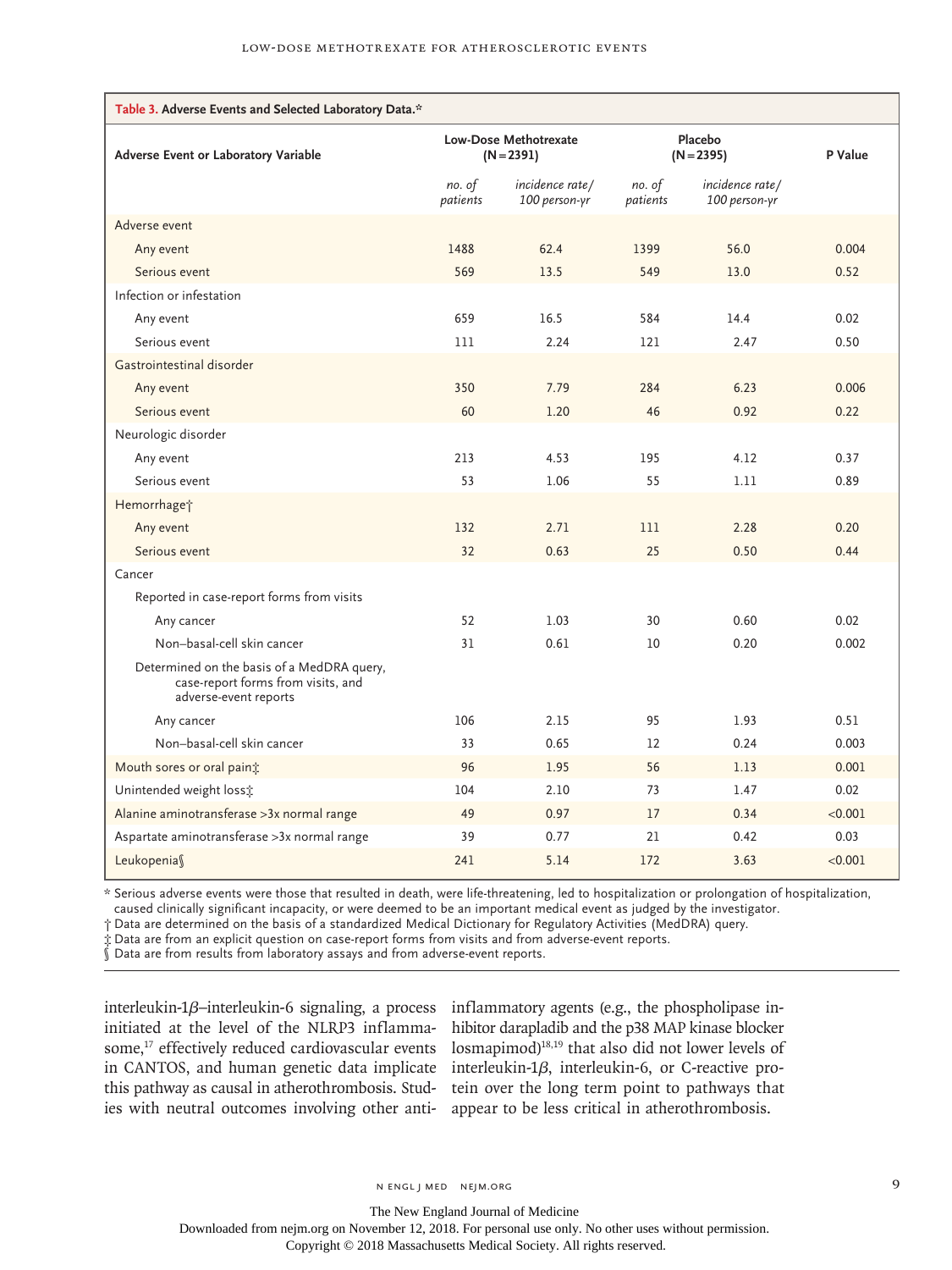**Table 3. Adverse Events and Selected Laboratory Data.***

| Adverse Event or Laboratory Variable | Low-Dose Methotrexate (N=2391) | | Placebo (N=2395) | | P Value |
|---|---|---|---|---|---|
| | *no. of patients* | *incidence rate/100 person-yr* | *no. of patients* | *incidence rate/100 person-yr* | |
| Adverse event | | | | | |
| Any event | 1488 | 62.4 | 1399 | 56.0 | 0.004 |
| Serious event | 569 | 13.5 | 549 | 13.0 | 0.52 |
| Infection or infestation | | | | | |
| Any event | 659 | 16.5 | 584 | 14.4 | 0.02 |
| Serious event | 111 | 2.24 | 121 | 2.47 | 0.50 |
| Gastrointestinal disorder | | | | | |
| Any event | 350 | 7.79 | 284 | 6.23 | 0.006 |
| Serious event | 60 | 1.20 | 46 | 0.92 | 0.22 |
| Neurologic disorder | | | | | |
| Any event | 213 | 4.53 | 195 | 4.12 | 0.37 |
| Serious event | 53 | 1.06 | 55 | 1.11 | 0.89 |
| Hemorrhage† | | | | | |
| Any event | 132 | 2.71 | 111 | 2.28 | 0.20 |
| Serious event | 32 | 0.63 | 25 | 0.50 | 0.44 |
| Cancer | | | | | |
| Reported in case-report forms from visits | | | | | |
| Any cancer | 52 | 1.03 | 30 | 0.60 | 0.02 |
| Non–basal-cell skin cancer | 31 | 0.61 | 10 | 0.20 | 0.002 |
| Determined on the basis of a MedDRA query, case-report forms from visits, and adverse-event reports | | | | | |
| Any cancer | 106 | 2.15 | 95 | 1.93 | 0.51 |
| Non–basal-cell skin cancer | 33 | 0.65 | 12 | 0.24 | 0.003 |
| Mouth sores or oral pain‡ | 96 | 1.95 | 56 | 1.13 | 0.001 |
| Unintended weight loss‡ | 104 | 2.10 | 73 | 1.47 | 0.02 |
| Alanine aminotransferase >3x normal range | 49 | 0.97 | 17 | 0.34 | <0.001 |
| Aspartate aminotransferase >3x normal range | 39 | 0.77 | 21 | 0.42 | 0.03 |
| Leukopenia§ | 241 | 5.14 | 172 | 3.63 | <0.001 |

\* Serious adverse events were those that resulted in death, were life-threatening, led to hospitalization or prolongation of hospitalization, caused clinically significant incapacity, or were deemed to be an important medical event as judged by the investigator.

† Data are determined on the basis of a standardized Medical Dictionary for Regulatory Activities (MedDRA) query.

‡ Data are from an explicit question on case-report forms from visits and from adverse-event reports.

§ Data are from results from laboratory assays and from adverse-event reports.

interleukin-1$\beta$–interleukin-6 signaling, a process initiated at the level of the NLRP3 inflammasome,[17] effectively reduced cardiovascular events in CANTOS, and human genetic data implicate this pathway as causal in atherothrombosis. Studies with neutral outcomes involving other anti-inflammatory agents (e.g., the phospholipase inhibitor darapladib and the p38 MAP kinase blocker losmapimod)[18,19] that also did not lower levels of interleukin-1$\beta$, interleukin-6, or C-reactive protein over the long term point to pathways that appear to be less critical in atherothrombosis.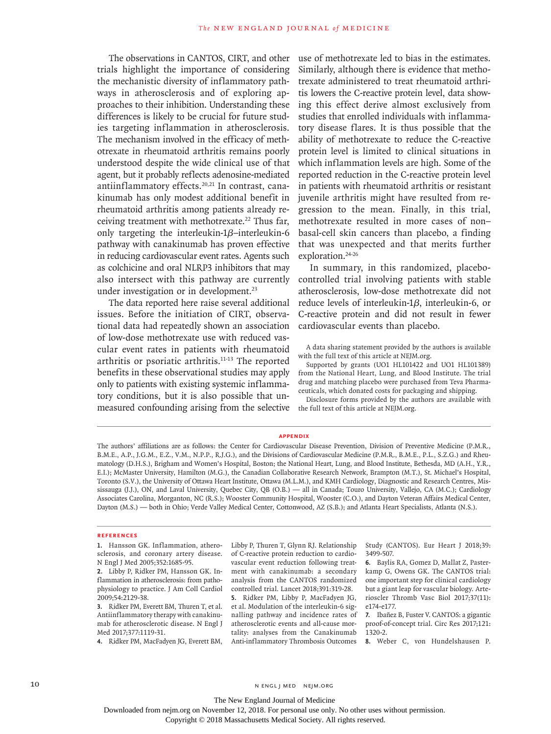The observations in CANTOS, CIRT, and other trials highlight the importance of considering the mechanistic diversity of inflammatory pathways in atherosclerosis and of exploring approaches to their inhibition. Understanding these differences is likely to be crucial for future studies targeting inflammation in atherosclerosis. The mechanism involved in the efficacy of methotrexate in rheumatoid arthritis remains poorly understood despite the wide clinical use of that agent, but it probably reflects adenosine-mediated antiinflammatory effects.[20,21] In contrast, canakinumab has only modest additional benefit in rheumatoid arthritis among patients already receiving treatment with methotrexate.[22] Thus far, only targeting the interleukin-1β–interleukin-6 pathway with canakinumab has proven effective in reducing cardiovascular event rates. Agents such as colchicine and oral NLRP3 inhibitors that may also intersect with this pathway are currently under investigation or in development.[23]

The data reported here raise several additional issues. Before the initiation of CIRT, observational data had repeatedly shown an association of low-dose methotrexate use with reduced vascular event rates in patients with rheumatoid arthritis or psoriatic arthritis.[11-13] The reported benefits in these observational studies may apply only to patients with existing systemic inflammatory conditions, but it is also possible that unmeasured confounding arising from the selective use of methotrexate led to bias in the estimates. Similarly, although there is evidence that methotrexate administered to treat rheumatoid arthritis lowers the C-reactive protein level, data showing this effect derive almost exclusively from studies that enrolled individuals with inflammatory disease flares. It is thus possible that the ability of methotrexate to reduce the C-reactive protein level is limited to clinical situations in which inflammation levels are high. Some of the reported reduction in the C-reactive protein level in patients with rheumatoid arthritis or resistant juvenile arthritis might have resulted from regression to the mean. Finally, in this trial, methotrexate resulted in more cases of non–basal-cell skin cancers than placebo, a finding that was unexpected and that merits further exploration.[24-26]

In summary, in this randomized, placebo-controlled trial involving patients with stable atherosclerosis, low-dose methotrexate did not reduce levels of interleukin-1β, interleukin-6, or C-reactive protein and did not result in fewer cardiovascular events than placebo.

A data sharing statement provided by the authors is available with the full text of this article at NEJM.org.

Supported by grants (UO1 HL101422 and UO1 HL101389) from the National Heart, Lung, and Blood Institute. The trial drug and matching placebo were purchased from Teva Pharmaceuticals, which donated costs for packaging and shipping.

Disclosure forms provided by the authors are available with the full text of this article at NEJM.org.

## Appendix

The authors' affiliations are as follows: the Center for Cardiovascular Disease Prevention, Division of Preventive Medicine (P.M.R., B.M.E., A.P., J.G.M., E.Z., V.M., N.P.P., R.J.G.), and the Divisions of Cardiovascular Medicine (P.M.R., B.M.E., P.L., S.Z.G.) and Rheumatology (D.H.S.), Brigham and Women's Hospital, Boston; the National Heart, Lung, and Blood Institute, Bethesda, MD (A.H., Y.R., E.I.); McMaster University, Hamilton (M.G.), the Canadian Collaborative Research Network, Brampton (M.T.), St. Michael's Hospital, Toronto (S.V.), the University of Ottawa Heart Institute, Ottawa (M.L.M.), and KMH Cardiology, Diagnostic and Research Centres, Mississauga (J.J.), ON, and Laval University, Quebec City, QB (O.B.) — all in Canada; Touro University, Vallejo, CA (M.C.); Cardiology Associates Carolina, Morganton, NC (R.S.); Wooster Community Hospital, Wooster (C.O.), and Dayton Veteran Affairs Medical Center, Dayton (M.S.) — both in Ohio; Verde Valley Medical Center, Cottonwood, AZ (S.B.); and Atlanta Heart Specialists, Atlanta (N.S.).

## References

1. Hansson GK. Inflammation, atherosclerosis, and coronary artery disease. N Engl J Med 2005;352:1685-95.
2. Libby P, Ridker PM, Hansson GK. Inflammation in atherosclerosis: from pathophysiology to practice. J Am Coll Cardiol 2009;54:2129-38.
3. Ridker PM, Everett BM, Thuren T, et al. Antiinflammatory therapy with canakinumab for atherosclerotic disease. N Engl J Med 2017;377:1119-31.
4. Ridker PM, MacFadyen JG, Everett BM, Libby P, Thuren T, Glynn RJ. Relationship of C-reactive protein reduction to cardiovascular event reduction following treatment with canakinumab: a secondary analysis from the CANTOS randomized controlled trial. Lancet 2018;391:319-28.
5. Ridker PM, Libby P, MacFadyen JG, et al. Modulation of the interleukin-6 signalling pathway and incidence rates of atherosclerotic events and all-cause mortality: analyses from the Canakinumab Anti-inflammatory Thrombosis Outcomes Study (CANTOS). Eur Heart J 2018;39:3499-507.
6. Baylis RA, Gomez D, Mallat Z, Pasterkamp G, Owens GK. The CANTOS trial: one important step for clinical cardiology but a giant leap for vascular biology. Arterioscler Thromb Vasc Biol 2017;37(11):e174-e177.
7. Ibañez B, Fuster V. CANTOS: a gigantic proof-of-concept trial. Circ Res 2017;121:1320-2.
8. Weber C, von Hundelshausen P.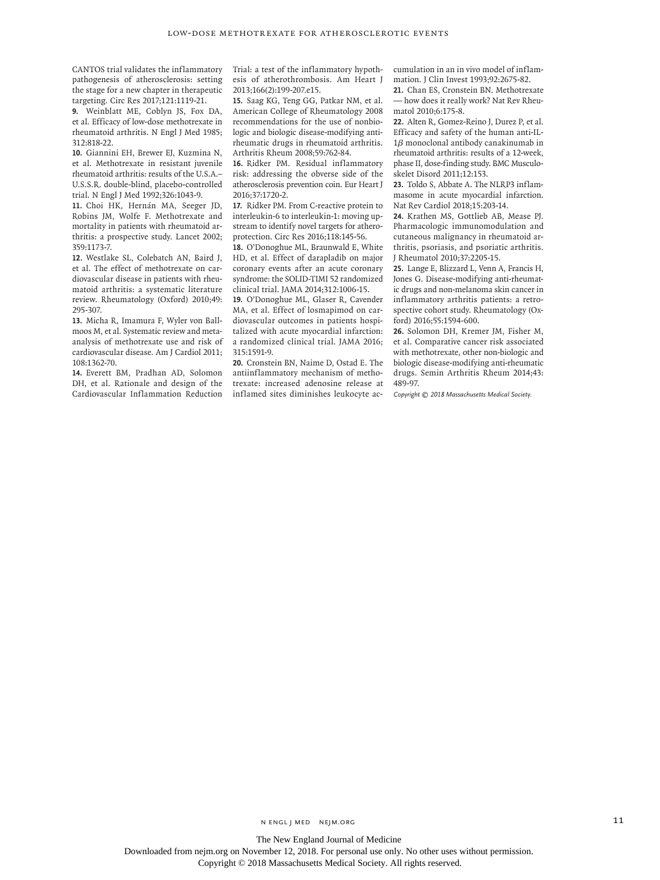CANTOS trial validates the inflammatory pathogenesis of atherosclerosis: setting the stage for a new chapter in therapeutic targeting. Circ Res 2017;121:1119-21.

**9.** Weinblatt ME, Coblyn JS, Fox DA, et al. Efficacy of low-dose methotrexate in rheumatoid arthritis. N Engl J Med 1985; 312:818-22.

**10.** Giannini EH, Brewer EJ, Kuzmina N, et al. Methotrexate in resistant juvenile rheumatoid arthritis: results of the U.S.A.–U.S.S.R. double-blind, placebo-controlled trial. N Engl J Med 1992;326:1043-9.

**11.** Choi HK, Hernán MA, Seeger JD, Robins JM, Wolfe F. Methotrexate and mortality in patients with rheumatoid arthritis: a prospective study. Lancet 2002; 359:1173-7.

**12.** Westlake SL, Colebatch AN, Baird J, et al. The effect of methotrexate on cardiovascular disease in patients with rheumatoid arthritis: a systematic literature review. Rheumatology (Oxford) 2010;49: 295-307.

**13.** Micha R, Imamura F, Wyler von Ballmoos M, et al. Systematic review and meta-analysis of methotrexate use and risk of cardiovascular disease. Am J Cardiol 2011; 108:1362-70.

**14.** Everett BM, Pradhan AD, Solomon DH, et al. Rationale and design of the Cardiovascular Inflammation Reduction Trial: a test of the inflammatory hypothesis of atherothrombosis. Am Heart J 2013;166(2):199-207.e15.

**15.** Saag KG, Teng GG, Patkar NM, et al. American College of Rheumatology 2008 recommendations for the use of nonbiologic and biologic disease-modifying antirheumatic drugs in rheumatoid arthritis. Arthritis Rheum 2008;59:762-84.

**16.** Ridker PM. Residual inflammatory risk: addressing the obverse side of the atherosclerosis prevention coin. Eur Heart J 2016;37:1720-2.

**17.** Ridker PM. From C-reactive protein to interleukin-6 to interleukin-1: moving upstream to identify novel targets for atheroprotection. Circ Res 2016;118:145-56.

**18.** O'Donoghue ML, Braunwald E, White HD, et al. Effect of darapladib on major coronary events after an acute coronary syndrome: the SOLID-TIMI 52 randomized clinical trial. JAMA 2014;312:1006-15.

**19.** O'Donoghue ML, Glaser R, Cavender MA, et al. Effect of losmapimod on cardiovascular outcomes in patients hospitalized with acute myocardial infarction: a randomized clinical trial. JAMA 2016; 315:1591-9.

**20.** Cronstein BN, Naime D, Ostad E. The antiinflammatory mechanism of methotrexate: increased adenosine release at inflamed sites diminishes leukocyte accumulation in an in vivo model of inflammation. J Clin Invest 1993;92:2675-82.

**21.** Chan ES, Cronstein BN. Methotrexate — how does it really work? Nat Rev Rheumatol 2010;6:175-8.

**22.** Alten R, Gomez-Reino J, Durez P, et al. Efficacy and safety of the human anti-IL-1$\beta$ monoclonal antibody canakinumab in rheumatoid arthritis: results of a 12-week, phase II, dose-finding study. BMC Musculoskelet Disord 2011;12:153.

**23.** Toldo S, Abbate A. The NLRP3 inflammasome in acute myocardial infarction. Nat Rev Cardiol 2018;15:203-14.

**24.** Krathen MS, Gottlieb AB, Mease PJ. Pharmacologic immunomodulation and cutaneous malignancy in rheumatoid arthritis, psoriasis, and psoriatic arthritis. J Rheumatol 2010;37:2205-15.

**25.** Lange E, Blizzard L, Venn A, Francis H, Jones G. Disease-modifying anti-rheumatic drugs and non-melanoma skin cancer in inflammatory arthritis patients: a retrospective cohort study. Rheumatology (Oxford) 2016;55:1594-600.

**26.** Solomon DH, Kremer JM, Fisher M, et al. Comparative cancer risk associated with methotrexate, other non-biologic and biologic disease-modifying anti-rheumatic drugs. Semin Arthritis Rheum 2014;43: 489-97.

*Copyright © 2018 Massachusetts Medical Society.*